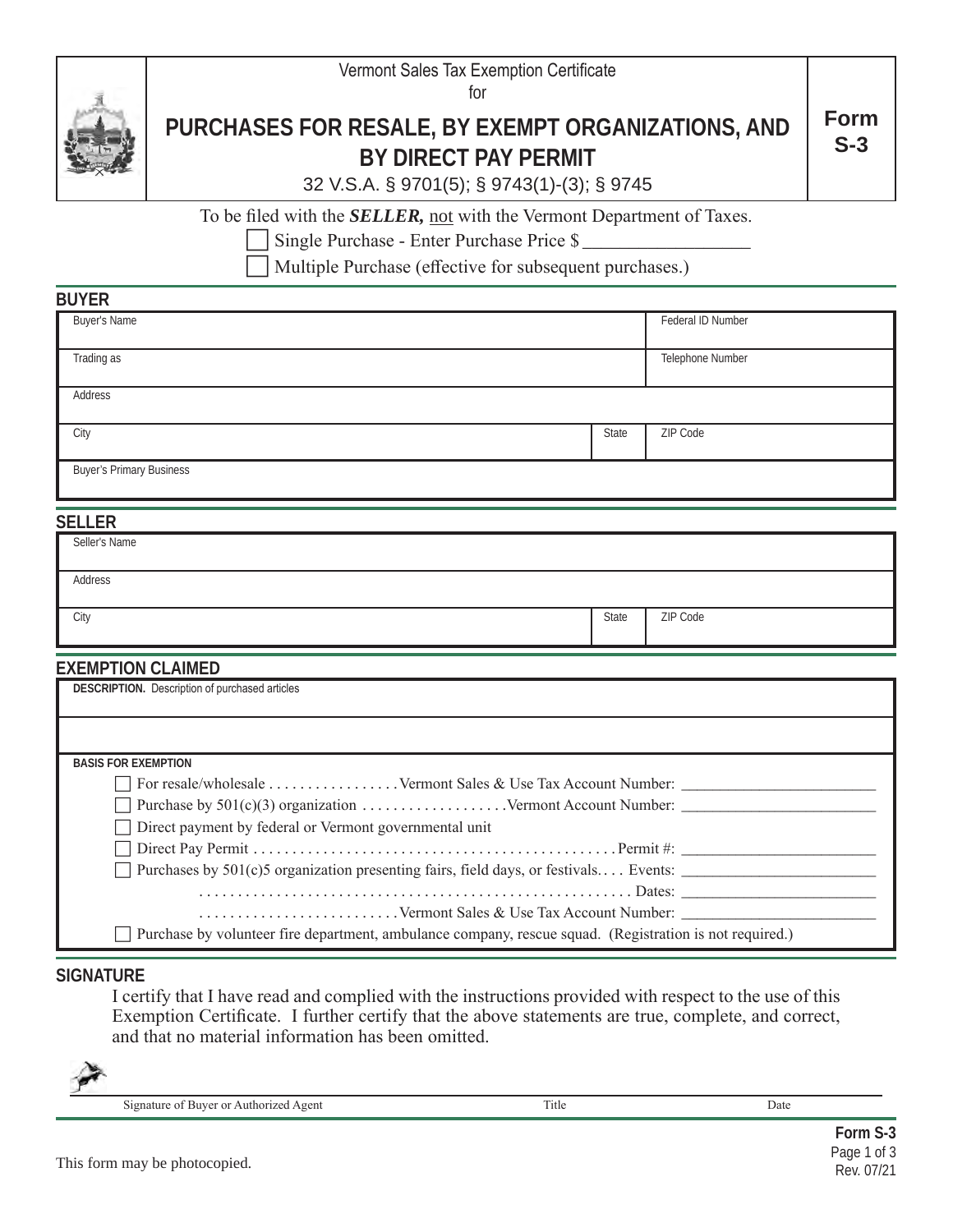Vermont Sales Tax Exemption Certificate
for

# PURCHASES FOR RESALE, BY EXEMPT ORGANIZATIONS, AND BY DIRECT PAY PERMIT

32 V.S.A. § 9701(5); § 9743(1)-(3); § 9745

**Form S-3**

To be filed with the ***SELLER,*** not with the Vermont Department of Taxes.

☐ Single Purchase - Enter Purchase Price $ _________________

☐ Multiple Purchase (effective for subsequent purchases.)

## BUYER

| Buyer's Name | | Federal ID Number |
|---|---|---|
| Trading as | | Telephone Number |
| Address | | |
| City | State | ZIP Code |
| Buyer's Primary Business | | |

## SELLER

| Seller's Name | | |
|---|---|---|
| Address | | |
| City | State | ZIP Code |

## EXEMPTION CLAIMED

**DESCRIPTION.** Description of purchased articles

**BASIS FOR EXEMPTION**

☐ For resale/wholesale . . . . . . . . . . . . . . . . . Vermont Sales & Use Tax Account Number: ______________________

☐ Purchase by 501(c)(3) organization . . . . . . . . . . . . . . . . . . Vermont Account Number: ______________________

☐ Direct payment by federal or Vermont governmental unit

☐ Direct Pay Permit . . . . . . . . . . . . . . . . . . . . . . . . . . . . . . . . . . . . . . . . . . . . . Permit #: ______________________

☐ Purchases by 501(c)5 organization presenting fairs, field days, or festivals. . . . Events: ______________________

. . . . . . . . . . . . . . . . . . . . . . . . . . . . . . . . . . . . . . . . . . . . . . . . . . . . . . . Dates: ______________________

. . . . . . . . . . . . . . . . . . . . . . . . . Vermont Sales & Use Tax Account Number: ______________________

☐ Purchase by volunteer fire department, ambulance company, rescue squad. (Registration is not required.)

## SIGNATURE

I certify that I have read and complied with the instructions provided with respect to the use of this Exemption Certificate. I further certify that the above statements are true, complete, and correct, and that no material information has been omitted.

_______________________________________________________________________________

Signature of Buyer or Authorized Agent | Title | Date

This form may be photocopied.

Form S-3
Rev. 07/21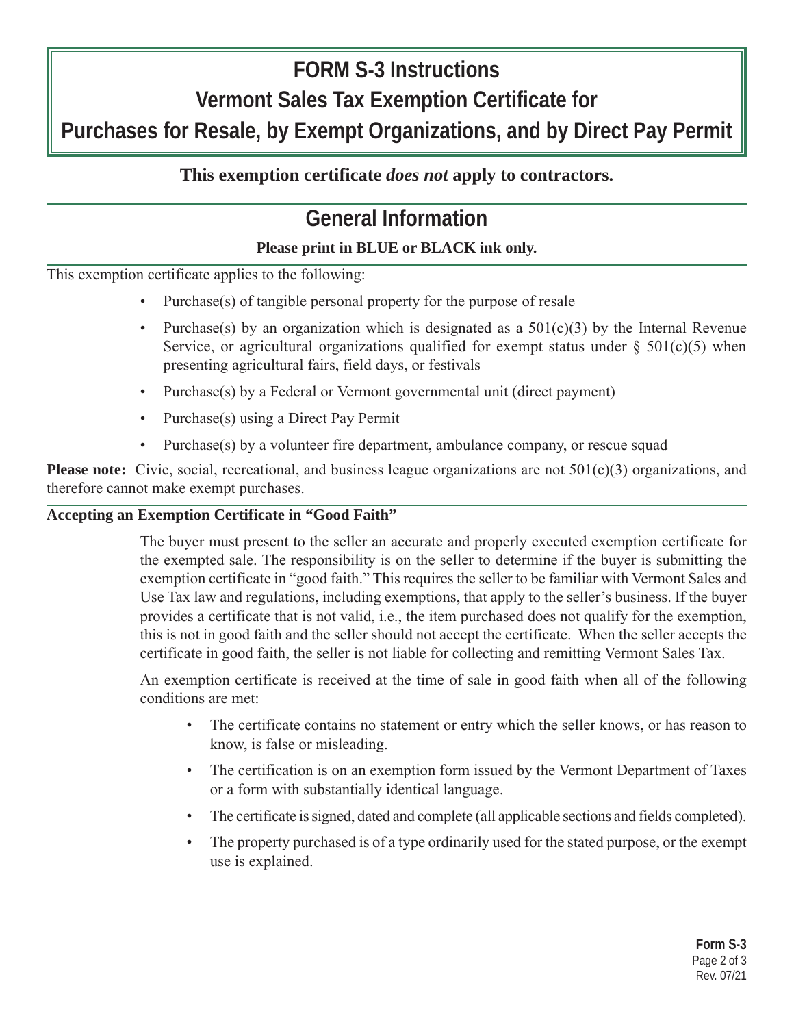# FORM S-3 Instructions
# Vermont Sales Tax Exemption Certificate for Purchases for Resale, by Exempt Organizations, and by Direct Pay Permit

**This exemption certificate *does not* apply to contractors.**

## General Information

**Please print in BLUE or BLACK ink only.**

This exemption certificate applies to the following:

- Purchase(s) of tangible personal property for the purpose of resale
- Purchase(s) by an organization which is designated as a 501(c)(3) by the Internal Revenue Service, or agricultural organizations qualified for exempt status under § 501(c)(5) when presenting agricultural fairs, field days, or festivals
- Purchase(s) by a Federal or Vermont governmental unit (direct payment)
- Purchase(s) using a Direct Pay Permit
- Purchase(s) by a volunteer fire department, ambulance company, or rescue squad

**Please note:** Civic, social, recreational, and business league organizations are not 501(c)(3) organizations, and therefore cannot make exempt purchases.

**Accepting an Exemption Certificate in "Good Faith"**

The buyer must present to the seller an accurate and properly executed exemption certificate for the exempted sale. The responsibility is on the seller to determine if the buyer is submitting the exemption certificate in "good faith." This requires the seller to be familiar with Vermont Sales and Use Tax law and regulations, including exemptions, that apply to the seller's business. If the buyer provides a certificate that is not valid, i.e., the item purchased does not qualify for the exemption, this is not in good faith and the seller should not accept the certificate. When the seller accepts the certificate in good faith, the seller is not liable for collecting and remitting Vermont Sales Tax.

An exemption certificate is received at the time of sale in good faith when all of the following conditions are met:

- The certificate contains no statement or entry which the seller knows, or has reason to know, is false or misleading.
- The certification is on an exemption form issued by the Vermont Department of Taxes or a form with substantially identical language.
- The certificate is signed, dated and complete (all applicable sections and fields completed).
- The property purchased is of a type ordinarily used for the stated purpose, or the exempt use is explained.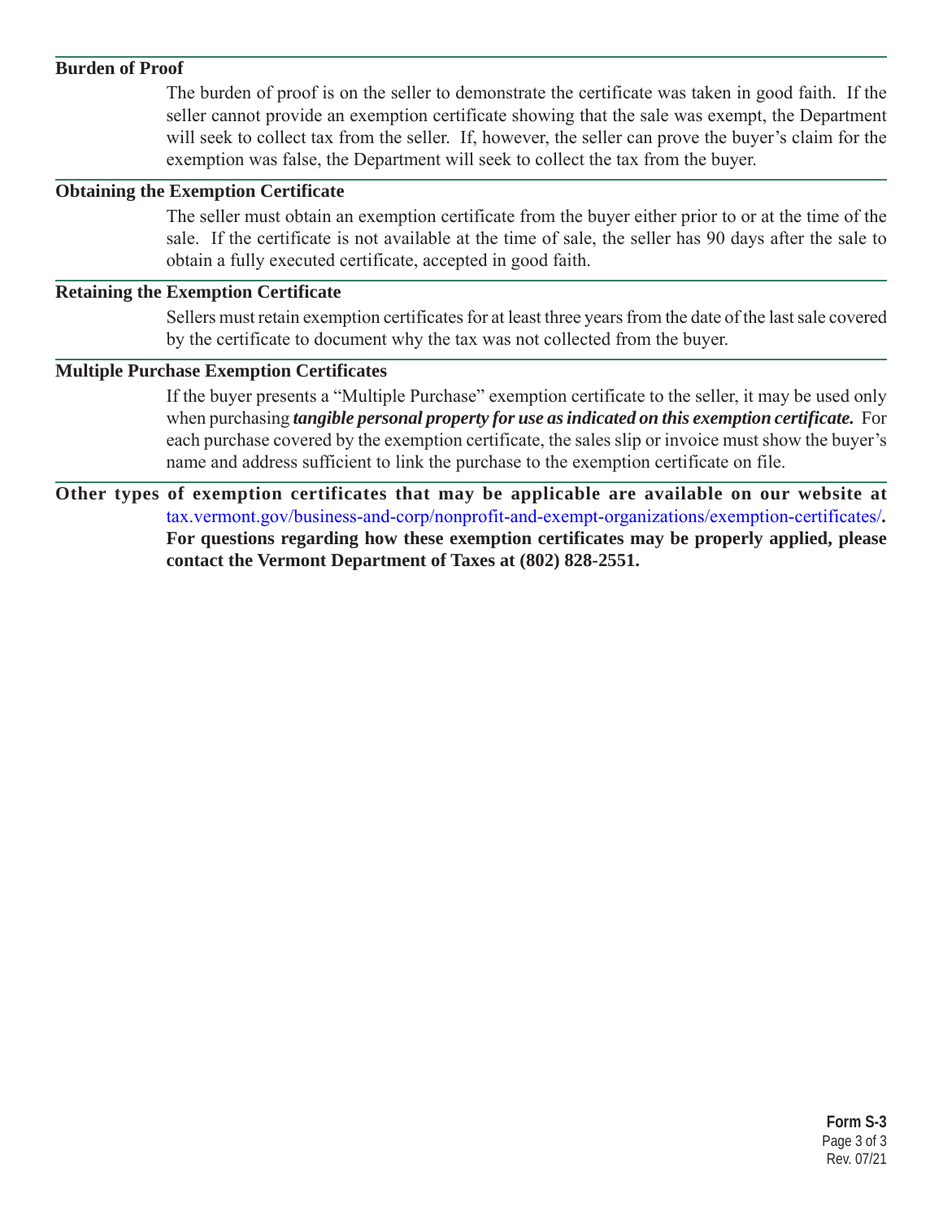**Burden of Proof**

The burden of proof is on the seller to demonstrate the certificate was taken in good faith. If the seller cannot provide an exemption certificate showing that the sale was exempt, the Department will seek to collect tax from the seller. If, however, the seller can prove the buyer's claim for the exemption was false, the Department will seek to collect the tax from the buyer.

**Obtaining the Exemption Certificate**

The seller must obtain an exemption certificate from the buyer either prior to or at the time of the sale. If the certificate is not available at the time of sale, the seller has 90 days after the sale to obtain a fully executed certificate, accepted in good faith.

**Retaining the Exemption Certificate**

Sellers must retain exemption certificates for at least three years from the date of the last sale covered by the certificate to document why the tax was not collected from the buyer.

**Multiple Purchase Exemption Certificates**

If the buyer presents a "Multiple Purchase" exemption certificate to the seller, it may be used only when purchasing ***tangible personal property for use as indicated on this exemption certificate.*** For each purchase covered by the exemption certificate, the sales slip or invoice must show the buyer's name and address sufficient to link the purchase to the exemption certificate on file.

**Other types of exemption certificates that may be applicable are available on our website at** tax.vermont.gov/business-and-corp/nonprofit-and-exempt-organizations/exemption-certificates/**. For questions regarding how these exemption certificates may be properly applied, please contact the Vermont Department of Taxes at (802) 828-2551.**

**Form S-3**
Rev. 07/21